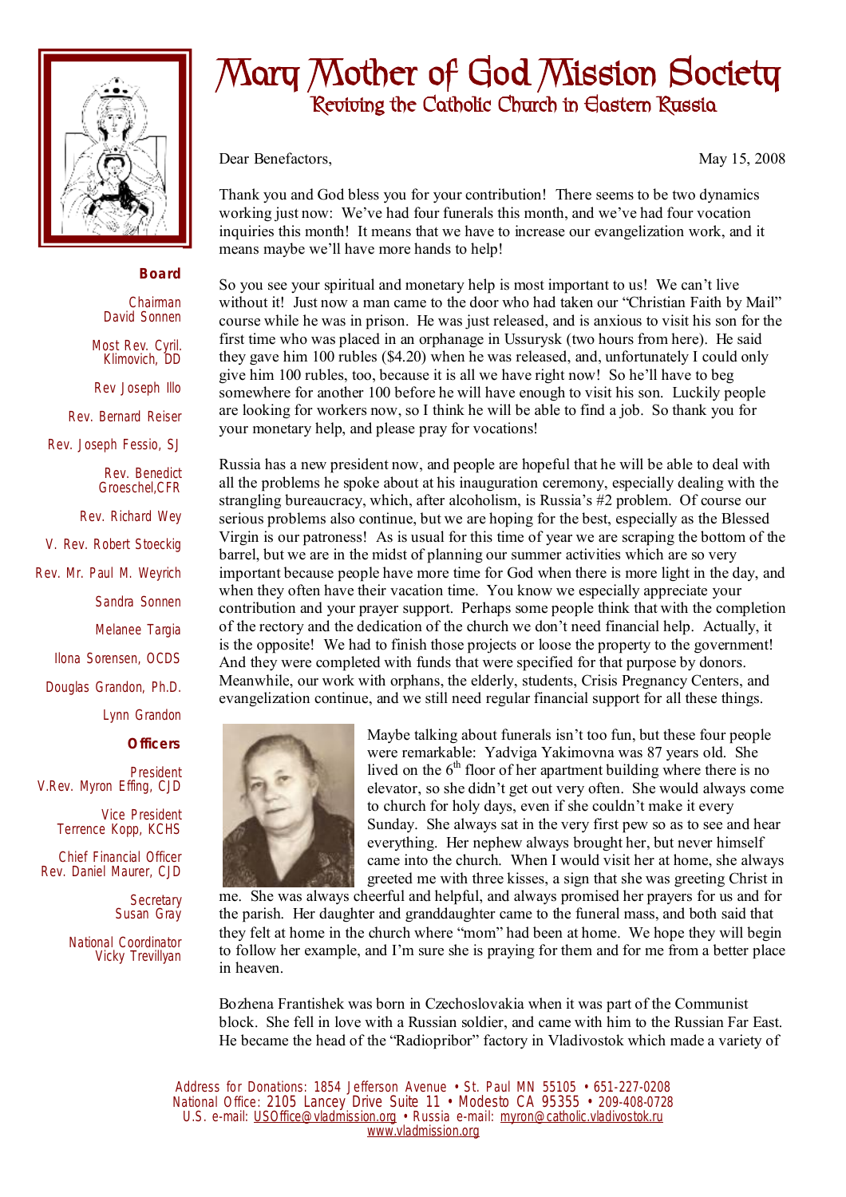# Mary Mother of God Mission Society

## Reviving the Catholic Church in Eastern Russia

**Board**

Chairman
David Sonnen

Most Rev. Cyril. Klimovich, DD

Rev Joseph Illo

Rev. Bernard Reiser

Rev. Joseph Fessio, SJ

Rev. Benedict Groeschel,CFR

Rev. Richard Wey

V. Rev. Robert Stoeckig

Rev. Mr. Paul M. Weyrich

Sandra Sonnen

Melanee Targia

Ilona Sorensen, OCDS

Douglas Grandon, Ph.D.

Lynn Grandon

**Officers**

President
V.Rev. Myron Effing, CJD

Vice President
Terrence Kopp, KCHS

Chief Financial Officer
Rev. Daniel Maurer, CJD

Secretary
Susan Gray

National Coordinator
Vicky Trevillyan

Dear Benefactors, May 15, 2008

Thank you and God bless you for your contribution! There seems to be two dynamics working just now: We've had four funerals this month, and we've had four vocation inquiries this month! It means that we have to increase our evangelization work, and it means maybe we'll have more hands to help!

So you see your spiritual and monetary help is most important to us! We can't live without it! Just now a man came to the door who had taken our "Christian Faith by Mail" course while he was in prison. He was just released, and is anxious to visit his son for the first time who was placed in an orphanage in Ussurysk (two hours from here). He said they gave him 100 rubles ($4.20) when he was released, and, unfortunately I could only give him 100 rubles, too, because it is all we have right now! So he'll have to beg somewhere for another 100 before he will have enough to visit his son. Luckily people are looking for workers now, so I think he will be able to find a job. So thank you for your monetary help, and please pray for vocations!

Russia has a new president now, and people are hopeful that he will be able to deal with all the problems he spoke about at his inauguration ceremony, especially dealing with the strangling bureaucracy, which, after alcoholism, is Russia's #2 problem. Of course our serious problems also continue, but we are hoping for the best, especially as the Blessed Virgin is our patroness! As is usual for this time of year we are scraping the bottom of the barrel, but we are in the midst of planning our summer activities which are so very important because people have more time for God when there is more light in the day, and when they often have their vacation time. You know we especially appreciate your contribution and your prayer support. Perhaps some people think that with the completion of the rectory and the dedication of the church we don't need financial help. Actually, it is the opposite! We had to finish those projects or loose the property to the government! And they were completed with funds that were specified for that purpose by donors. Meanwhile, our work with orphans, the elderly, students, Crisis Pregnancy Centers, and evangelization continue, and we still need regular financial support for all these things.

Maybe talking about funerals isn't too fun, but these four people were remarkable: Yadviga Yakimovna was 87 years old. She lived on the 6th floor of her apartment building where there is no elevator, so she didn't get out very often. She would always come to church for holy days, even if she couldn't make it every Sunday. She always sat in the very first pew so as to see and hear everything. Her nephew always brought her, but never himself came into the church. When I would visit her at home, she always greeted me with three kisses, a sign that she was greeting Christ in me. She was always cheerful and helpful, and always promised her prayers for us and for the parish. Her daughter and granddaughter came to the funeral mass, and both said that they felt at home in the church where "mom" had been at home. We hope they will begin to follow her example, and I'm sure she is praying for them and for me from a better place in heaven.

Bozhena Frantishek was born in Czechoslovakia when it was part of the Communist block. She fell in love with a Russian soldier, and came with him to the Russian Far East. He became the head of the "Radiopribor" factory in Vladivostok which made a variety of

Address for Donations: 1854 Jefferson Avenue • St. Paul MN 55105 • 651-227-0208
National Office: 2105 Lancey Drive Suite 11 • Modesto CA 95355 • 209-408-0728
U.S. e-mail: USOffice@vladmission.org • Russia e-mail: myron@catholic.vladivostok.ru
www.vladmission.org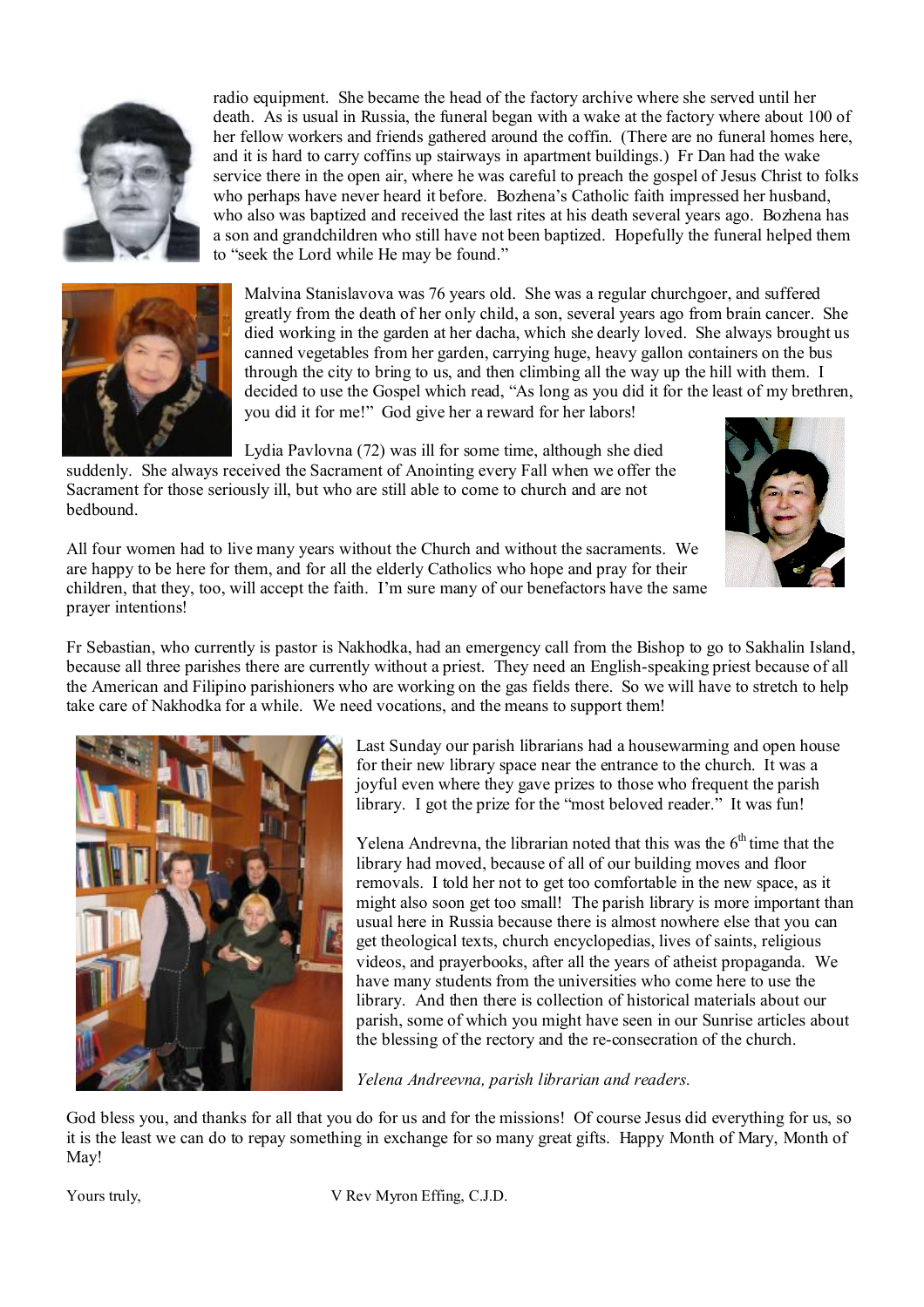radio equipment. She became the head of the factory archive where she served until her death. As is usual in Russia, the funeral began with a wake at the factory where about 100 of her fellow workers and friends gathered around the coffin. (There are no funeral homes here, and it is hard to carry coffins up stairways in apartment buildings.) Fr Dan had the wake service there in the open air, where he was careful to preach the gospel of Jesus Christ to folks who perhaps have never heard it before. Bozhena's Catholic faith impressed her husband, who also was baptized and received the last rites at his death several years ago. Bozhena has a son and grandchildren who still have not been baptized. Hopefully the funeral helped them to "seek the Lord while He may be found."

Malvina Stanislavova was 76 years old. She was a regular churchgoer, and suffered greatly from the death of her only child, a son, several years ago from brain cancer. She died working in the garden at her dacha, which she dearly loved. She always brought us canned vegetables from her garden, carrying huge, heavy gallon containers on the bus through the city to bring to us, and then climbing all the way up the hill with them. I decided to use the Gospel which read, "As long as you did it for the least of my brethren, you did it for me!" God give her a reward for her labors!

Lydia Pavlovna (72) was ill for some time, although she died suddenly. She always received the Sacrament of Anointing every Fall when we offer the Sacrament for those seriously ill, but who are still able to come to church and are not bedbound.

All four women had to live many years without the Church and without the sacraments. We are happy to be here for them, and for all the elderly Catholics who hope and pray for their children, that they, too, will accept the faith. I'm sure many of our benefactors have the same prayer intentions!

Fr Sebastian, who currently is pastor is Nakhodka, had an emergency call from the Bishop to go to Sakhalin Island, because all three parishes there are currently without a priest. They need an English-speaking priest because of all the American and Filipino parishioners who are working on the gas fields there. So we will have to stretch to help take care of Nakhodka for a while. We need vocations, and the means to support them!

Last Sunday our parish librarians had a housewarming and open house for their new library space near the entrance to the church. It was a joyful even where they gave prizes to those who frequent the parish library. I got the prize for the "most beloved reader." It was fun!

Yelena Andrevna, the librarian noted that this was the 6th time that the library had moved, because of all of our building moves and floor removals. I told her not to get too comfortable in the new space, as it might also soon get too small! The parish library is more important than usual here in Russia because there is almost nowhere else that you can get theological texts, church encyclopedias, lives of saints, religious videos, and prayerbooks, after all the years of atheist propaganda. We have many students from the universities who come here to use the library. And then there is collection of historical materials about our parish, some of which you might have seen in our Sunrise articles about the blessing of the rectory and the re-consecration of the church.

*Yelena Andreevna, parish librarian and readers.*

God bless you, and thanks for all that you do for us and for the missions! Of course Jesus did everything for us, so it is the least we can do to repay something in exchange for so many great gifts. Happy Month of Mary, Month of May!

Yours truly, V Rev Myron Effing, C.J.D.